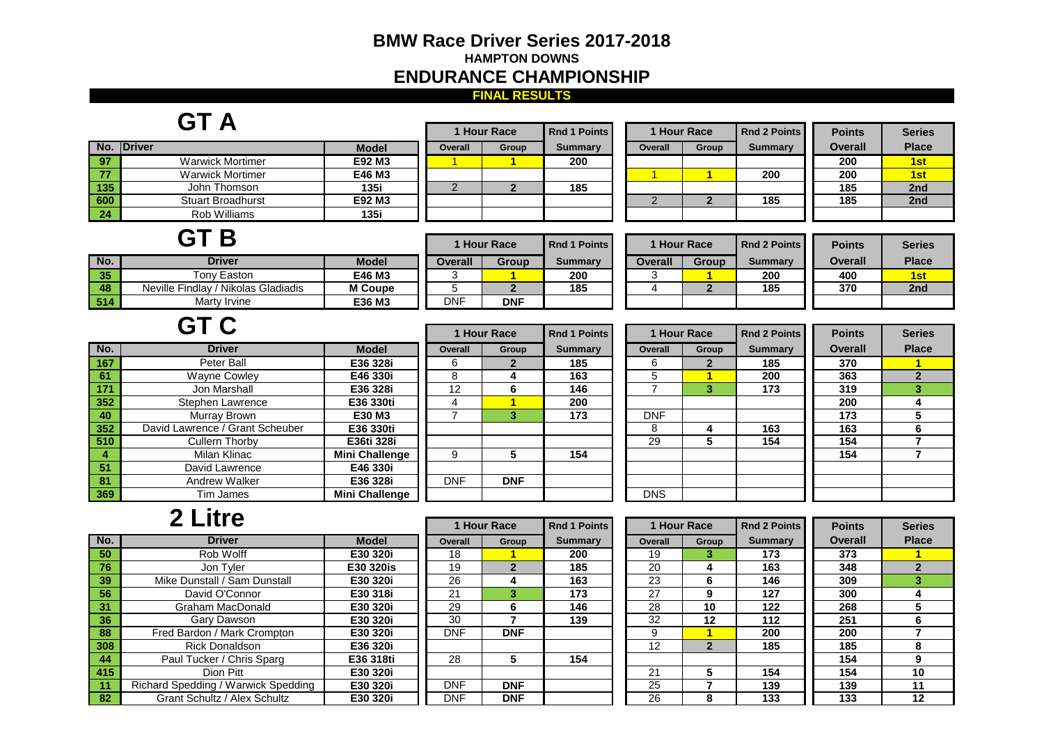# BMW Race Driver Series 2017-2018

### HAMPTON DOWNS

## ENDURANCE CHAMPIONSHIP

**FINAL RESULTS**

## GT A

| No. | Driver | Model | 1 Hour Race | | Rnd 1 Points | 1 Hour Race | | Rnd 2 Points | Points | Series |
|---|---|---|---|---|---|---|---|---|---|---|
| | | | Overall | Group | Summary | Overall | Group | Summary | Overall | Place |
| 97 | Warwick Mortimer | E92 M3 | 1 | 1 | 200 | | | | 200 | 1st |
| 77 | Warwick Mortimer | E46 M3 | | | | 1 | 1 | 200 | 200 | 1st |
| 135 | John Thomson | 135i | 2 | 2 | 185 | | | | 185 | 2nd |
| 600 | Stuart Broadhurst | E92 M3 | | | | 2 | 2 | 185 | 185 | 2nd |
| 24 | Rob Williams | 135i | | | | | | | | |

## GT B

| No. | Driver | Model | 1 Hour Race | | Rnd 1 Points | 1 Hour Race | | Rnd 2 Points | Points | Series |
|---|---|---|---|---|---|---|---|---|---|---|
| | | | Overall | Group | Summary | Overall | Group | Summary | Overall | Place |
| 35 | Tony Easton | E46 M3 | 3 | 1 | 200 | 3 | 1 | 200 | 400 | 1st |
| 48 | Neville Findlay / Nikolas Gladiadis | M Coupe | 5 | 2 | 185 | 4 | 2 | 185 | 370 | 2nd |
| 514 | Marty Irvine | E36 M3 | DNF | DNF | | | | | | |

## GT C

| No. | Driver | Model | 1 Hour Race | | Rnd 1 Points | 1 Hour Race | | Rnd 2 Points | Points | Series |
|---|---|---|---|---|---|---|---|---|---|---|
| | | | Overall | Group | Summary | Overall | Group | Summary | Overall | Place |
| 167 | Peter Ball | E36 328i | 6 | 2 | 185 | 6 | 2 | 185 | 370 | 1 |
| 61 | Wayne Cowley | E46 330i | 8 | 4 | 163 | 5 | 1 | 200 | 363 | 2 |
| 171 | Jon Marshall | E36 328i | 12 | 6 | 146 | 7 | 3 | 173 | 319 | 3 |
| 352 | Stephen Lawrence | E36 330ti | 4 | 1 | 200 | | | | 200 | 4 |
| 40 | Murray Brown | E30 M3 | 7 | 3 | 173 | DNF | | | 173 | 5 |
| 352 | David Lawrence / Grant Scheuber | E36 330ti | | | | 8 | 4 | 163 | 163 | 6 |
| 510 | Cullern Thorby | E36ti 328i | | | | 29 | 5 | 154 | 154 | 7 |
| 4 | Milan Klinac | Mini Challenge | 9 | 5 | 154 | | | | 154 | 7 |
| 51 | David Lawrence | E46 330i | | | | | | | | |
| 81 | Andrew Walker | E36 328i | DNF | DNF | | | | | | |
| 369 | Tim James | Mini Challenge | | | | DNS | | | | |

## 2 Litre

| No. | Driver | Model | 1 Hour Race | | Rnd 1 Points | 1 Hour Race | | Rnd 2 Points | Points | Series |
|---|---|---|---|---|---|---|---|---|---|---|
| | | | Overall | Group | Summary | Overall | Group | Summary | Overall | Place |
| 50 | Rob Wolff | E30 320i | 18 | 1 | 200 | 19 | 3 | 173 | 373 | 1 |
| 76 | Jon Tyler | E30 320is | 19 | 2 | 185 | 20 | 4 | 163 | 348 | 2 |
| 39 | Mike Dunstall / Sam Dunstall | E30 320i | 26 | 4 | 163 | 23 | 6 | 146 | 309 | 3 |
| 56 | David O'Connor | E30 318i | 21 | 3 | 173 | 27 | 9 | 127 | 300 | 4 |
| 31 | Graham MacDonald | E30 320i | 29 | 6 | 146 | 28 | 10 | 122 | 268 | 5 |
| 36 | Gary Dawson | E30 320i | 30 | 7 | 139 | 32 | 12 | 112 | 251 | 6 |
| 88 | Fred Bardon / Mark Crompton | E30 320i | DNF | DNF | | 9 | 1 | 200 | 200 | 7 |
| 308 | Rick Donaldson | E36 320i | | | | 12 | 2 | 185 | 185 | 8 |
| 44 | Paul Tucker / Chris Sparg | E36 318ti | 28 | 5 | 154 | | | | 154 | 9 |
| 415 | Dion Pitt | E30 320i | | | | 21 | 5 | 154 | 154 | 10 |
| 11 | Richard Spedding / Warwick Spedding | E30 320i | DNF | DNF | | 25 | 7 | 139 | 139 | 11 |
| 82 | Grant Schultz / Alex Schultz | E30 320i | DNF | DNF | | 26 | 8 | 133 | 133 | 12 |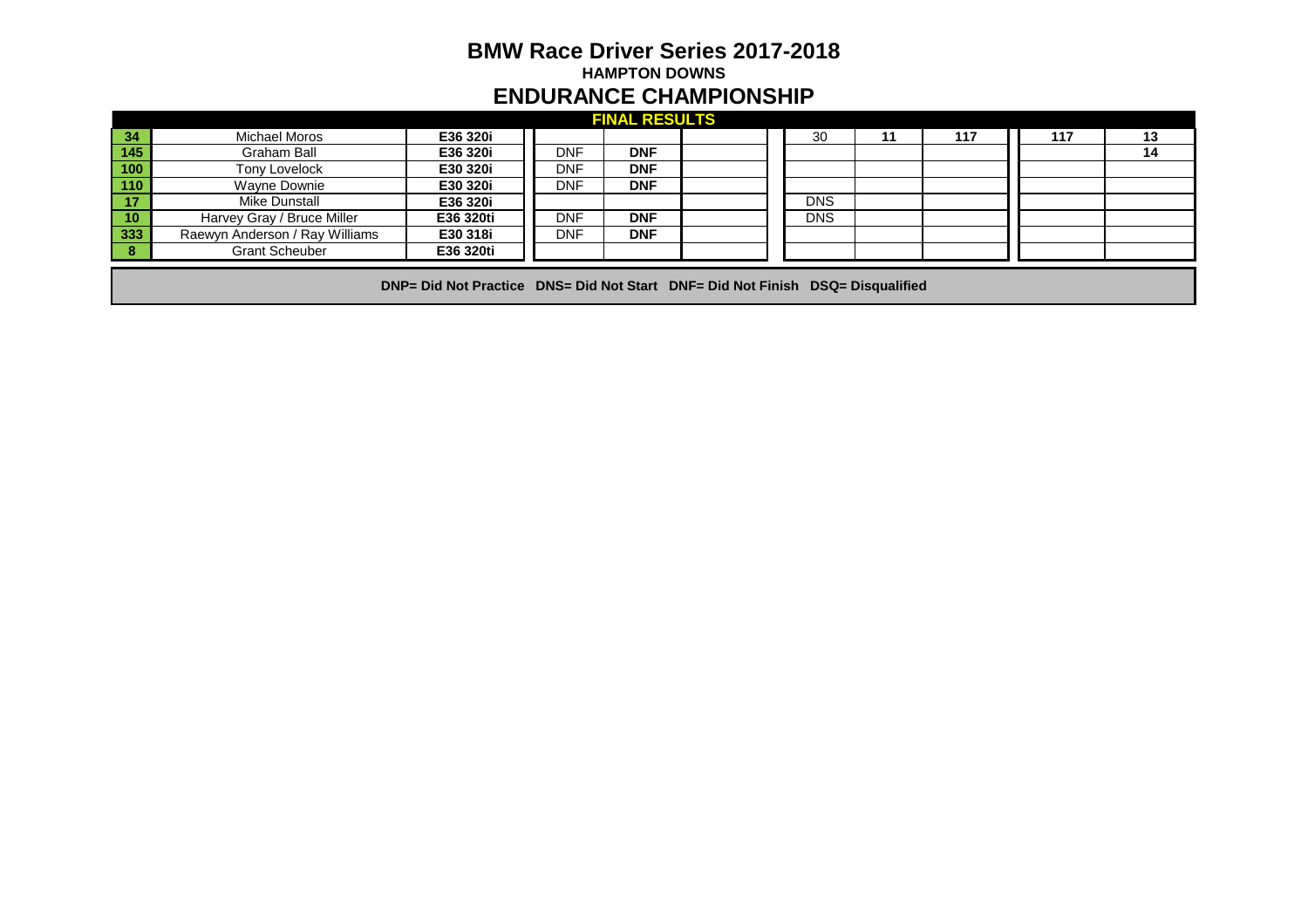# BMW Race Driver Series 2017-2018

### HAMPTON DOWNS

## ENDURANCE CHAMPIONSHIP

**FINAL RESULTS**

| | | | | | | | | | | |
|---|---|---|---|---|---|---|---|---|---|---|
| **34** | Michael Moros | **E36 320i** | | | | 30 | **11** | **117** | **117** | **13** |
| **145** | Graham Ball | **E36 320i** | DNF | **DNF** | | | | | | **14** |
| **100** | Tony Lovelock | **E30 320i** | DNF | **DNF** | | | | | | |
| **110** | Wayne Downie | **E30 320i** | DNF | **DNF** | | | | | | |
| **17** | Mike Dunstall | **E36 320i** | | | | DNS | | | | |
| **10** | Harvey Gray / Bruce Miller | **E36 320ti** | DNF | **DNF** | | DNS | | | | |
| **333** | Raewyn Anderson / Ray Williams | **E30 318i** | DNF | **DNF** | | | | | | |
| **8** | Grant Scheuber | **E36 320ti** | | | | | | | | |

**DNP= Did Not Practice DNS= Did Not Start DNF= Did Not Finish DSQ= Disqualified**